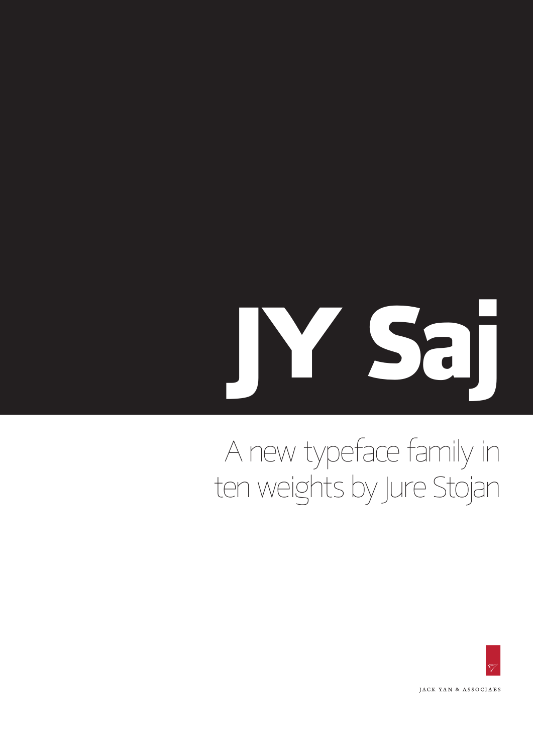# JY Saj

A new typeface family in ten weights by Jure Stojan

JACK YAN & ASSOCIATES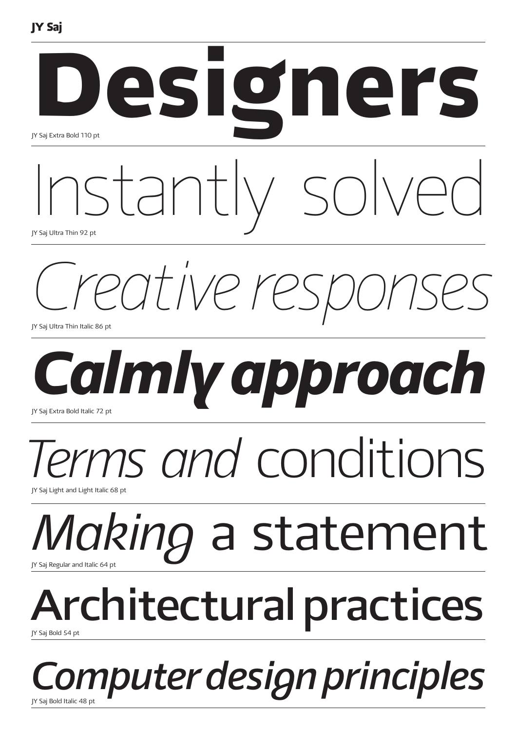**JY Saj**

**Designers**

JY Saj Extra Bold 110 pt

Instantly solved

JY Saj Ultra Thin 92 pt

*Creative responses*

JY Saj Ultra Thin Italic 86 pt

***Calmly approach***

JY Saj Extra Bold Italic 72 pt

*Terms and* conditions

JY Saj Light and Light Italic 68 pt

*Making* a statement

JY Saj Regular and Italic 64 pt

**Architectural practices**

JY Saj Bold 54 pt

***Computer design principles***

JY Saj Bold Italic 48 pt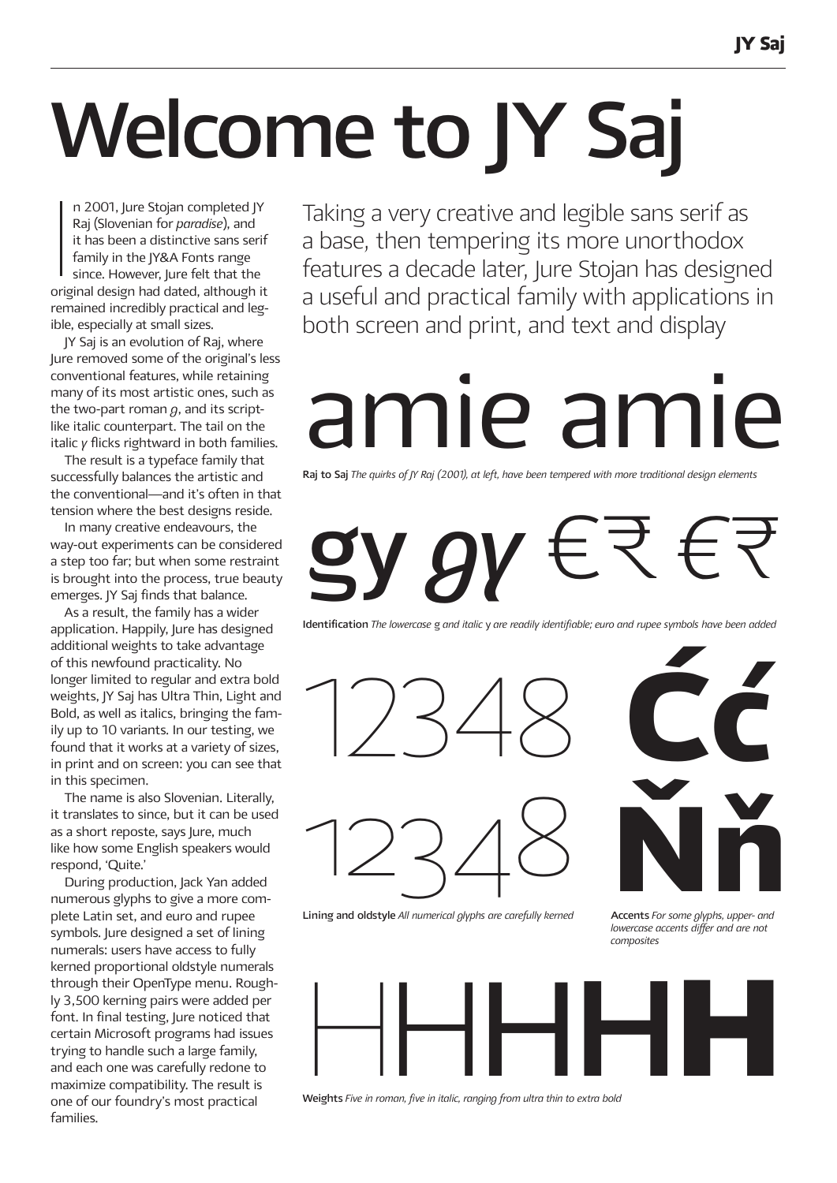# Welcome to JY Saj

In 2001, Jure Stojan completed JY Raj (Slovenian for *paradise*), and it has been a distinctive sans serif family in the JY&A Fonts range since. However, Jure felt that the original design had dated, although it remained incredibly practical and legible, especially at small sizes.

JY Saj is an evolution of Raj, where Jure removed some of the original's less conventional features, while retaining many of its most artistic ones, such as the two-part roman *g*, and its script-like italic counterpart. The tail on the italic *y* flicks rightward in both families.

The result is a typeface family that successfully balances the artistic and the conventional—and it's often in that tension where the best designs reside.

In many creative endeavours, the way-out experiments can be considered a step too far; but when some restraint is brought into the process, true beauty emerges. JY Saj finds that balance.

As a result, the family has a wider application. Happily, Jure has designed additional weights to take advantage of this newfound practicality. No longer limited to regular and extra bold weights, JY Saj has Ultra Thin, Light and Bold, as well as italics, bringing the family up to 10 variants. In our testing, we found that it works at a variety of sizes, in print and on screen: you can see that in this specimen.

The name is also Slovenian. Literally, it translates to since, but it can be used as a short reposte, says Jure, much like how some English speakers would respond, 'Quite.'

During production, Jack Yan added numerous glyphs to give a more complete Latin set, and euro and rupee symbols. Jure designed a set of lining numerals: users have access to fully kerned proportional oldstyle numerals through their OpenType menu. Roughly 3,500 kerning pairs were added per font. In final testing, Jure noticed that certain Microsoft programs had issues trying to handle such a large family, and each one was carefully redone to maximize compatibility. The result is one of our foundry's most practical families.

Taking a very creative and legible sans serif as a base, then tempering its more unorthodox features a decade later, Jure Stojan has designed a useful and practical family with applications in both screen and print, and text and display

amie amie

**Raj to Saj** *The quirks of JY Raj (2001), at left, have been tempered with more traditional design elements*

gy *gy* €₹ €₹

**Identification** *The lowercase* g *and italic* y *are readily identifiable; euro and rupee symbols have been added*

12348

12348

**Lining and oldstyle** *All numerical glyphs are carefully kerned*

Ćć

Ňň

**Accents** *For some glyphs, upper- and lowercase accents differ and are not composites*

HHHHH

**Weights** *Five in roman, five in italic, ranging from ultra thin to extra bold*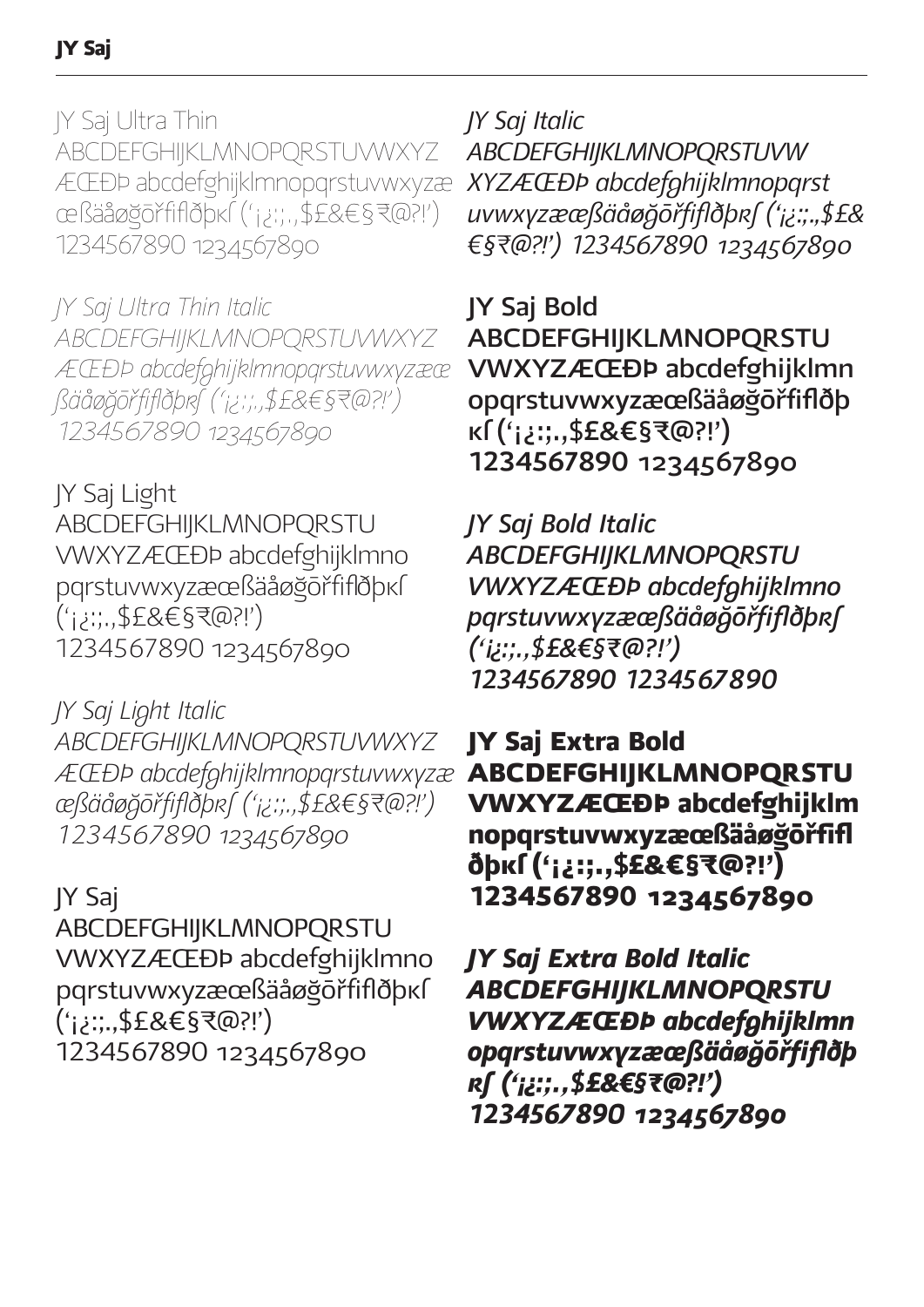## JY Saj

JY Saj Ultra Thin
ABCDEFGHIJKLMNOPQRSTUVWXYZ
ÆŒÐÞ abcdefghijklmnopqrstuvwxyzæ
œßäåøğōřfiflðþĸʃ (‘¡¿:;.,$£&€§₹@?!’)
1234567890 1234567890

*JY Saj Ultra Thin Italic*
*ABCDEFGHIJKLMNOPQRSTUVWXYZ*
*ÆŒÐÞ abcdefghijklmnopqrstuvwxyzææ*
*ßäåøğōřfiflðþĸʃ (‘¡¿:;.,$£&€§₹@?!’)*
*1234567890 1234567890*

JY Saj Light
ABCDEFGHIJKLMNOPQRSTU
VWXYZÆŒÐÞ abcdefghijklmno
pqrstuvwxyzæœßäåøğōřfiflðþĸʃ
(‘¡¿:;.,$£&€§₹@?!’)
1234567890 1234567890

*JY Saj Light Italic*
*ABCDEFGHIJKLMNOPQRSTUVWXYZ*
*ÆŒÐÞ abcdefghijklmnopqrstuvwxyzæ*
*œßäåøğōřfiflðþĸʃ (‘¡¿:;.,$£&€§₹@?!’)*
*1234567890 1234567890*

JY Saj
ABCDEFGHIJKLMNOPQRSTU
VWXYZÆŒÐÞ abcdefghijklmno
pqrstuvwxyzæœßäåøğōřfiflðþĸʃ
(‘¡¿:;.,$£&€§₹@?!’)
1234567890 1234567890

*JY Saj Italic*
*ABCDEFGHIJKLMNOPQRSTUVW*
*XYZÆŒÐÞ abcdefghijklmnopqrst*
*uvwxyzæœßäåøğōřfiflðþĸʃ (‘¡¿:;.,$£&*
*€§₹@?!’) 1234567890 1234567890*

**JY Saj Bold**
**ABCDEFGHIJKLMNOPQRSTU**
**VWXYZÆŒÐÞ abcdefghijklmn**
**opqrstuvwxyzæœßäåøğōřfiflðþ**
**ĸʃ (‘¡¿:;.,$£&€§₹@?!’)**
**1234567890 1234567890**

***JY Saj Bold Italic***
***ABCDEFGHIJKLMNOPQRSTU***
***VWXYZÆŒÐÞ abcdefghijklmno***
***pqrstuvwxyzæœßäåøğōřfiflðþĸʃ***
***(‘¡¿:;.,$£&€§₹@?!’)***
***1234567890 1234567890***

**JY Saj Extra Bold**
**ABCDEFGHIJKLMNOPQRSTU**
**VWXYZÆŒÐÞ abcdefghijklm**
**nopqrstuvwxyzæœßäåøğōřfifl**
**ðþĸʃ (‘¡¿:;.,$£&€§₹@?!’)**
**1234567890 1234567890**

***JY Saj Extra Bold Italic***
***ABCDEFGHIJKLMNOPQRSTU***
***VWXYZÆŒÐÞ abcdefghijklmn***
***opqrstuvwxyzæœßäåøğōřfiflðþ***
***ĸʃ (‘¡¿:;.,$£&€§₹@?!’)***
***1234567890 1234567890***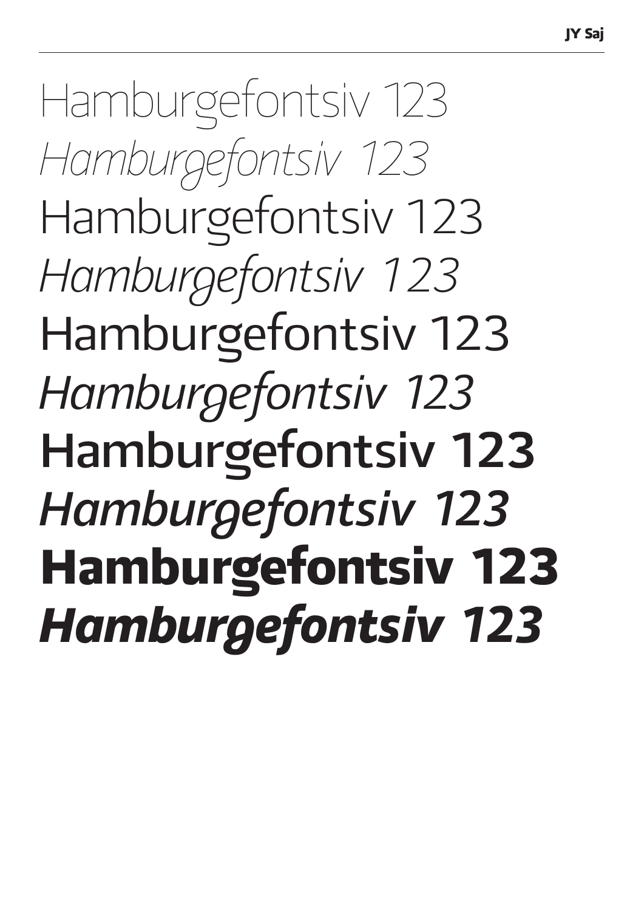Hamburgefontsiv 123

*Hamburgefontsiv 123*

Hamburgefontsiv 123

*Hamburgefontsiv 123*

Hamburgefontsiv 123

*Hamburgefontsiv 123*

**Hamburgefontsiv 123**

***Hamburgefontsiv 123***

**Hamburgefontsiv 123**

***Hamburgefontsiv 123***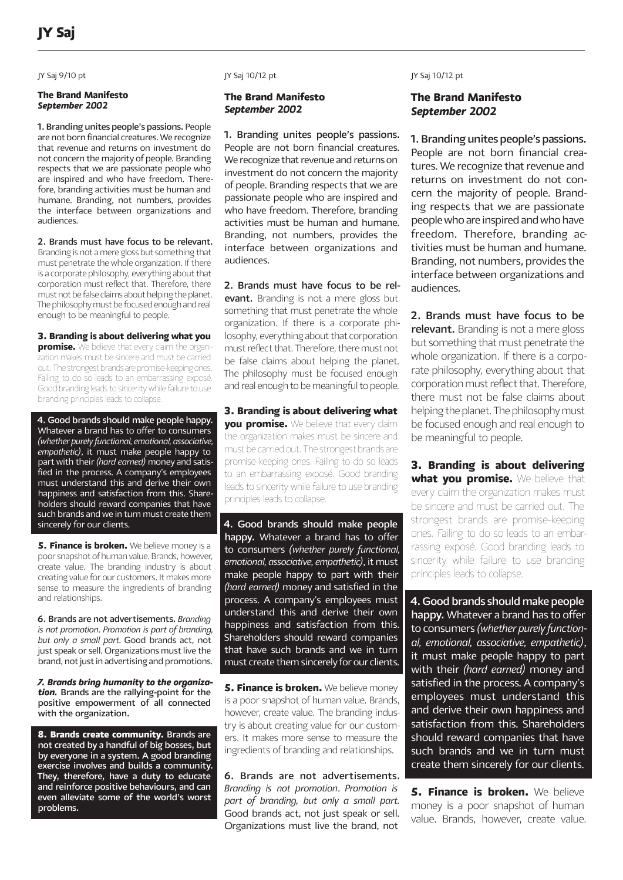# JY Saj

JY Saj 9/10 pt

**The Brand Manifesto**
***September 2002***

1. Branding unites people's passions. People are not born financial creatures. We recognize that revenue and returns on investment do not concern the majority of people. Branding respects that we are passionate people who are inspired and who have freedom. Therefore, branding activities must be human and humane. Branding, not numbers, provides the interface between organizations and audiences.

2. Brands must have focus to be relevant. Branding is not a mere gloss but something that must penetrate the whole organization. If there is a corporate philosophy, everything about that corporation must reflect that. Therefore, there must not be false claims about helping the planet. The philosophy must be focused enough and real enough to be meaningful to people.

**3. Branding is about delivering what you promise.** We believe that every claim the organization makes must be sincere and must be carried out. The strongest brands are promise-keeping ones. Failing to do so leads to an embarrassing exposé. Good branding leads to sincerity while failure to use branding principles leads to collapse.

4. Good brands should make people happy. Whatever a brand has to offer to consumers *(whether purely functional, emotional, associative, empathetic)*, it must make people happy to part with their *(hard earned)* money and satisfied in the process. A company's employees must understand this and derive their own happiness and satisfaction from this. Shareholders should reward companies that have such brands and we in turn must create them sincerely for our clients.

**5. Finance is broken.** We believe money is a poor snapshot of human value. Brands, however, create value. The branding industry is about creating value for our customers. It makes more sense to measure the ingredients of branding and relationships.

6. Brands are not advertisements. *Branding is not promotion. Promotion is part of branding, but only a small part.* Good brands act, not just speak or sell. Organizations must live the brand, not just in advertising and promotions.

***7. Brands bring humanity to the organization.*** Brands are the rallying-point for the positive empowerment of all connected with the organization.

**8. Brands create community.** Brands are not created by a handful of big bosses, but by everyone in a system. A good branding exercise involves and builds a community. They, therefore, have a duty to educate and reinforce positive behaviours, and can even alleviate some of the world's worst problems.

JY Saj 10/12 pt

**The Brand Manifesto**
***September 2002***

1. Branding unites people's passions. People are not born financial creatures. We recognize that revenue and returns on investment do not concern the majority of people. Branding respects that we are passionate people who are inspired and who have freedom. Therefore, branding activities must be human and humane. Branding, not numbers, provides the interface between organizations and audiences.

2. Brands must have focus to be relevant. Branding is not a mere gloss but something that must penetrate the whole organization. If there is a corporate philosophy, everything about that corporation must reflect that. Therefore, there must not be false claims about helping the planet. The philosophy must be focused enough and real enough to be meaningful to people.

**3. Branding is about delivering what you promise.** We believe that every claim the organization makes must be sincere and must be carried out. The strongest brands are promise-keeping ones. Failing to do so leads to an embarrassing exposé. Good branding leads to sincerity while failure to use branding principles leads to collapse.

4. Good brands should make people happy. Whatever a brand has to offer to consumers *(whether purely functional, emotional, associative, empathetic)*, it must make people happy to part with their *(hard earned)* money and satisfied in the process. A company's employees must understand this and derive their own happiness and satisfaction from this. Shareholders should reward companies that have such brands and we in turn must create them sincerely for our clients.

**5. Finance is broken.** We believe money is a poor snapshot of human value. Brands, however, create value. The branding industry is about creating value for our customers. It makes more sense to measure the ingredients of branding and relationships.

6. Brands are not advertisements. *Branding is not promotion. Promotion is part of branding, but only a small part.* Good brands act, not just speak or sell. Organizations must live the brand, not

JY Saj 10/12 pt

**The Brand Manifesto**
***September 2002***

1. Branding unites people's passions. People are not born financial creatures. We recognize that revenue and returns on investment do not concern the majority of people. Branding respects that we are passionate people who are inspired and who have freedom. Therefore, branding activities must be human and humane. Branding, not numbers, provides the interface between organizations and audiences.

2. Brands must have focus to be relevant. Branding is not a mere gloss but something that must penetrate the whole organization. If there is a corporate philosophy, everything about that corporation must reflect that. Therefore, there must not be false claims about helping the planet. The philosophy must be focused enough and real enough to be meaningful to people.

**3. Branding is about delivering what you promise.** We believe that every claim the organization makes must be sincere and must be carried out. The strongest brands are promise-keeping ones. Failing to do so leads to an embarrassing exposé. Good branding leads to sincerity while failure to use branding principles leads to collapse.

4. Good brands should make people happy. Whatever a brand has to offer to consumers *(whether purely functional, emotional, associative, empathetic)*, it must make people happy to part with their *(hard earned)* money and satisfied in the process. A company's employees must understand this and derive their own happiness and satisfaction from this. Shareholders should reward companies that have such brands and we in turn must create them sincerely for our clients.

**5. Finance is broken.** We believe money is a poor snapshot of human value. Brands, however, create value.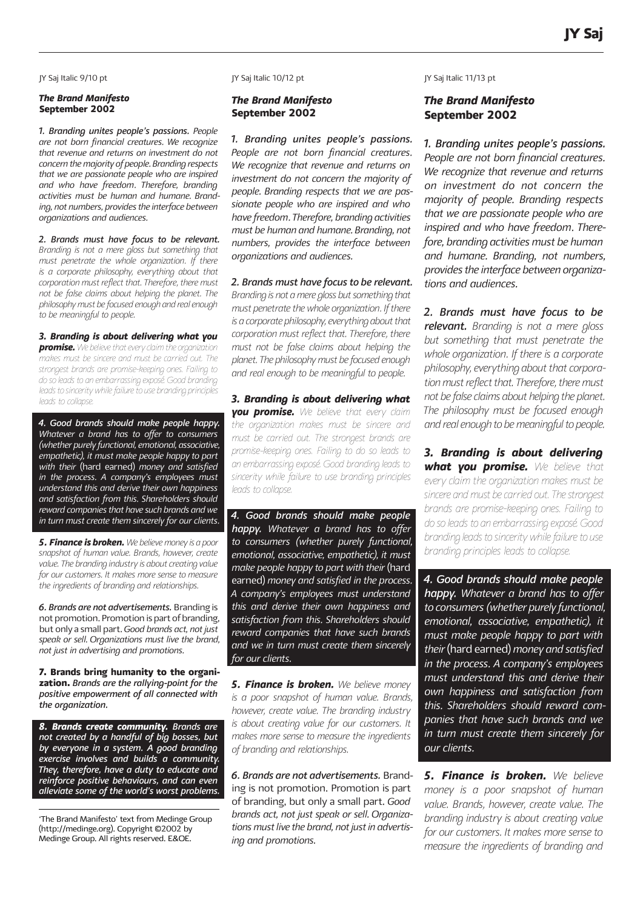JY Saj Italic 9/10 pt

***The Brand Manifesto***
**September 2002**

***1. Branding unites people's passions.*** *People are not born financial creatures. We recognize that revenue and returns on investment do not concern the majority of people. Branding respects that we are passionate people who are inspired and who have freedom. Therefore, branding activities must be human and humane. Branding, not numbers, provides the interface between organizations and audiences.*

***2. Brands must have focus to be relevant.*** *Branding is not a mere gloss but something that must penetrate the whole organization. If there is a corporate philosophy, everything about that corporation must reflect that. Therefore, there must not be false claims about helping the planet. The philosophy must be focused enough and real enough to be meaningful to people.*

***3. Branding is about delivering what you promise.*** *We believe that every claim the organization makes must be sincere and must be carried out. The strongest brands are promise-keeping ones. Failing to do so leads to an embarrassing exposé. Good branding leads to sincerity while failure to use branding principles leads to collapse.*

***4. Good brands should make people happy.*** *Whatever a brand has to offer to consumers (whether purely functional, emotional, associative, empathetic), it must make people happy to part with their* (hard earned) *money and satisfied in the process. A company's employees must understand this and derive their own happiness and satisfaction from this. Shareholders should reward companies that have such brands and we in turn must create them sincerely for our clients.*

***5. Finance is broken.*** *We believe money is a poor snapshot of human value. Brands, however, create value. The branding industry is about creating value for our customers. It makes more sense to measure the ingredients of branding and relationships.*

*6. Brands are not advertisements.* Branding is not promotion. Promotion is part of branding, but only a small part. *Good brands act, not just speak or sell. Organizations must live the brand, not just in advertising and promotions.*

**7. Brands bring humanity to the organization.** ***Brands are the rallying-point for the positive empowerment of all connected with the organization.***

***8. Brands create community. Brands are not created by a handful of big bosses, but by everyone in a system. A good branding exercise involves and builds a community. They, therefore, have a duty to educate and reinforce positive behaviours, and can even alleviate some of the world's worst problems.***

'The Brand Manifesto' text from Medinge Group (http://medinge.org). Copyright ©2002 by Medinge Group. All rights reserved. E&OE.

JY Saj Italic 10/12 pt

***The Brand Manifesto***
**September 2002**

***1. Branding unites people's passions.*** *People are not born financial creatures. We recognize that revenue and returns on investment do not concern the majority of people. Branding respects that we are passionate people who are inspired and who have freedom. Therefore, branding activities must be human and humane. Branding, not numbers, provides the interface between organizations and audiences.*

***2. Brands must have focus to be relevant.*** *Branding is not a mere gloss but something that must penetrate the whole organization. If there is a corporate philosophy, everything about that corporation must reflect that. Therefore, there must not be false claims about helping the planet. The philosophy must be focused enough and real enough to be meaningful to people.*

***3. Branding is about delivering what you promise.*** *We believe that every claim the organization makes must be sincere and must be carried out. The strongest brands are promise-keeping ones. Failing to do so leads to an embarrassing exposé. Good branding leads to sincerity while failure to use branding principles leads to collapse.*

***4. Good brands should make people happy.*** *Whatever a brand has to offer to consumers (whether purely functional, emotional, associative, empathetic), it must make people happy to part with their* (hard earned) *money and satisfied in the process. A company's employees must understand this and derive their own happiness and satisfaction from this. Shareholders should reward companies that have such brands and we in turn must create them sincerely for our clients.*

***5. Finance is broken.*** *We believe money is a poor snapshot of human value. Brands, however, create value. The branding industry is about creating value for our customers. It makes more sense to measure the ingredients of branding and relationships.*

*6. Brands are not advertisements.* Branding is not promotion. Promotion is part of branding, but only a small part. *Good brands act, not just speak or sell. Organizations must live the brand, not just in advertising and promotions.*

JY Saj Italic 11/13 pt

***The Brand Manifesto***
**September 2002**

***1. Branding unites people's passions.*** *People are not born financial creatures. We recognize that revenue and returns on investment do not concern the majority of people. Branding respects that we are passionate people who are inspired and who have freedom. Therefore, branding activities must be human and humane. Branding, not numbers, provides the interface between organizations and audiences.*

***2. Brands must have focus to be relevant.*** *Branding is not a mere gloss but something that must penetrate the whole organization. If there is a corporate philosophy, everything about that corporation must reflect that. Therefore, there must not be false claims about helping the planet. The philosophy must be focused enough and real enough to be meaningful to people.*

***3. Branding is about delivering what you promise.*** *We believe that every claim the organization makes must be sincere and must be carried out. The strongest brands are promise-keeping ones. Failing to do so leads to an embarrassing exposé. Good branding leads to sincerity while failure to use branding principles leads to collapse.*

***4. Good brands should make people happy.*** *Whatever a brand has to offer to consumers (whether purely functional, emotional, associative, empathetic), it must make people happy to part with their* (hard earned) *money and satisfied in the process. A company's employees must understand this and derive their own happiness and satisfaction from this. Shareholders should reward companies that have such brands and we in turn must create them sincerely for our clients.*

***5. Finance is broken.*** *We believe money is a poor snapshot of human value. Brands, however, create value. The branding industry is about creating value for our customers. It makes more sense to measure the ingredients of branding and*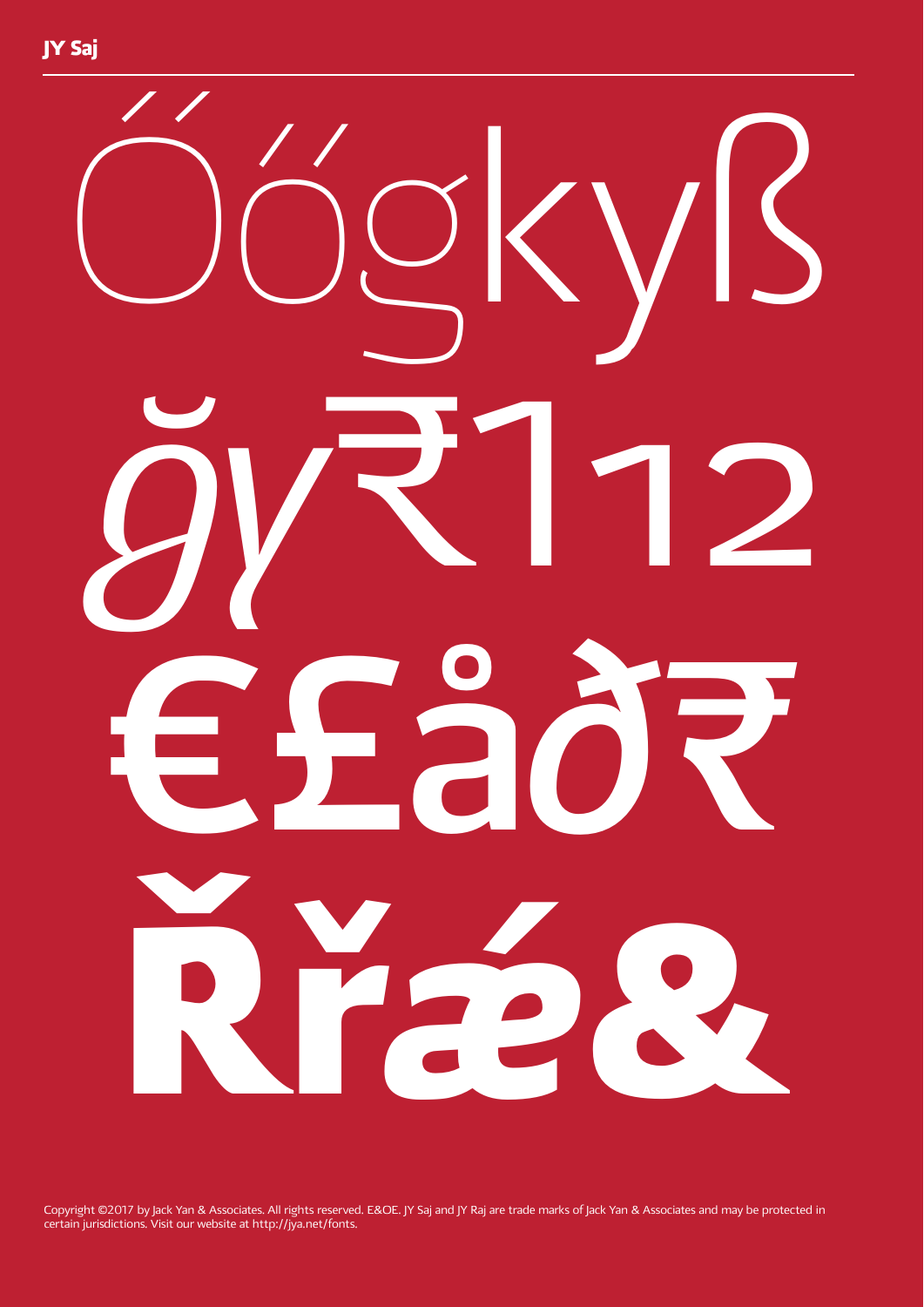JY Saj

Őőgkyß

ğy₹112

€£åð₹

Řřǽ&

Copyright ©2017 by Jack Yan & Associates. All rights reserved. E&OE. JY Saj and JY Raj are trade marks of Jack Yan & Associates and may be protected in certain jurisdictions. Visit our website at http://jya.net/fonts.